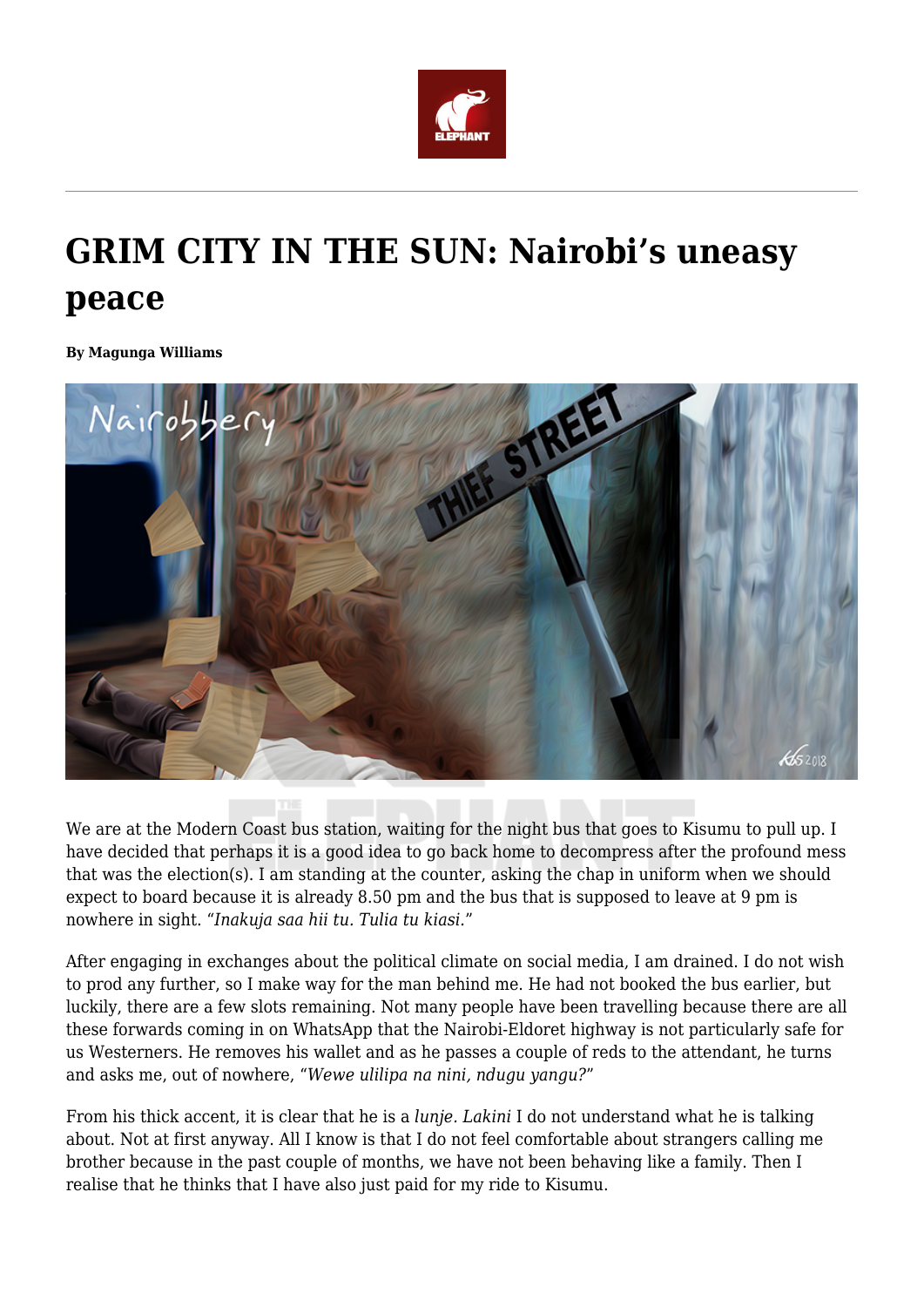# GRIM CITY IN THE SUN: Nairobi's uneasy peace

**By Magunga Williams**

We are at the Modern Coast bus station, waiting for the night bus that goes to Kisumu to pull up. I have decided that perhaps it is a good idea to go back home to decompress after the profound mess that was the election(s). I am standing at the counter, asking the chap in uniform when we should expect to board because it is already 8.50 pm and the bus that is supposed to leave at 9 pm is nowhere in sight. "*Inakuja saa hii tu. Tulia tu kiasi.*"

After engaging in exchanges about the political climate on social media, I am drained. I do not wish to prod any further, so I make way for the man behind me. He had not booked the bus earlier, but luckily, there are a few slots remaining. Not many people have been travelling because there are all these forwards coming in on WhatsApp that the Nairobi-Eldoret highway is not particularly safe for us Westerners. He removes his wallet and as he passes a couple of reds to the attendant, he turns and asks me, out of nowhere, "*Wewe ulilipa na nini, ndugu yangu?*"

From his thick accent, it is clear that he is a *lunje*. *Lakini* I do not understand what he is talking about. Not at first anyway. All I know is that I do not feel comfortable about strangers calling me brother because in the past couple of months, we have not been behaving like a family. Then I realise that he thinks that I have also just paid for my ride to Kisumu.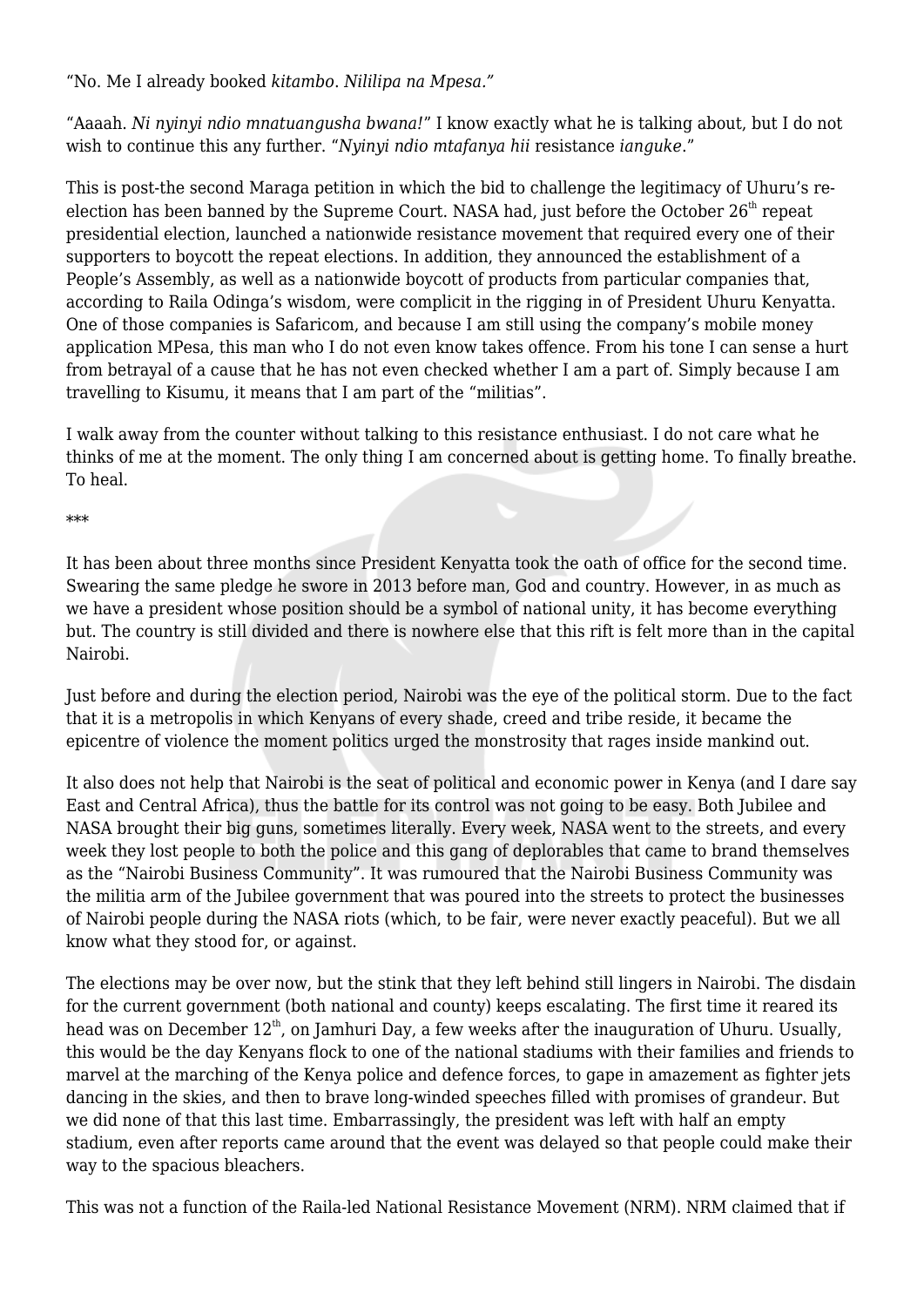"No. Me I already booked *kitambo*. *Nililipa na Mpesa*."

"Aaaah. *Ni nyinyi ndio mnatuangusha bwana!*" I know exactly what he is talking about, but I do not wish to continue this any further. "*Nyinyi ndio mtafanya hii* resistance *ianguke*."

This is post-the second Maraga petition in which the bid to challenge the legitimacy of Uhuru's re-election has been banned by the Supreme Court. NASA had, just before the October 26th repeat presidential election, launched a nationwide resistance movement that required every one of their supporters to boycott the repeat elections. In addition, they announced the establishment of a People's Assembly, as well as a nationwide boycott of products from particular companies that, according to Raila Odinga's wisdom, were complicit in the rigging in of President Uhuru Kenyatta. One of those companies is Safaricom, and because I am still using the company's mobile money application MPesa, this man who I do not even know takes offence. From his tone I can sense a hurt from betrayal of a cause that he has not even checked whether I am a part of. Simply because I am travelling to Kisumu, it means that I am part of the "militias".

I walk away from the counter without talking to this resistance enthusiast. I do not care what he thinks of me at the moment. The only thing I am concerned about is getting home. To finally breathe. To heal.

***

It has been about three months since President Kenyatta took the oath of office for the second time. Swearing the same pledge he swore in 2013 before man, God and country. However, in as much as we have a president whose position should be a symbol of national unity, it has become everything but. The country is still divided and there is nowhere else that this rift is felt more than in the capital Nairobi.

Just before and during the election period, Nairobi was the eye of the political storm. Due to the fact that it is a metropolis in which Kenyans of every shade, creed and tribe reside, it became the epicentre of violence the moment politics urged the monstrosity that rages inside mankind out.

It also does not help that Nairobi is the seat of political and economic power in Kenya (and I dare say East and Central Africa), thus the battle for its control was not going to be easy. Both Jubilee and NASA brought their big guns, sometimes literally. Every week, NASA went to the streets, and every week they lost people to both the police and this gang of deplorables that came to brand themselves as the "Nairobi Business Community". It was rumoured that the Nairobi Business Community was the militia arm of the Jubilee government that was poured into the streets to protect the businesses of Nairobi people during the NASA riots (which, to be fair, were never exactly peaceful). But we all know what they stood for, or against.

The elections may be over now, but the stink that they left behind still lingers in Nairobi. The disdain for the current government (both national and county) keeps escalating. The first time it reared its head was on December 12th, on Jamhuri Day, a few weeks after the inauguration of Uhuru. Usually, this would be the day Kenyans flock to one of the national stadiums with their families and friends to marvel at the marching of the Kenya police and defence forces, to gape in amazement as fighter jets dancing in the skies, and then to brave long-winded speeches filled with promises of grandeur. But we did none of that this last time. Embarrassingly, the president was left with half an empty stadium, even after reports came around that the event was delayed so that people could make their way to the spacious bleachers.

This was not a function of the Raila-led National Resistance Movement (NRM). NRM claimed that if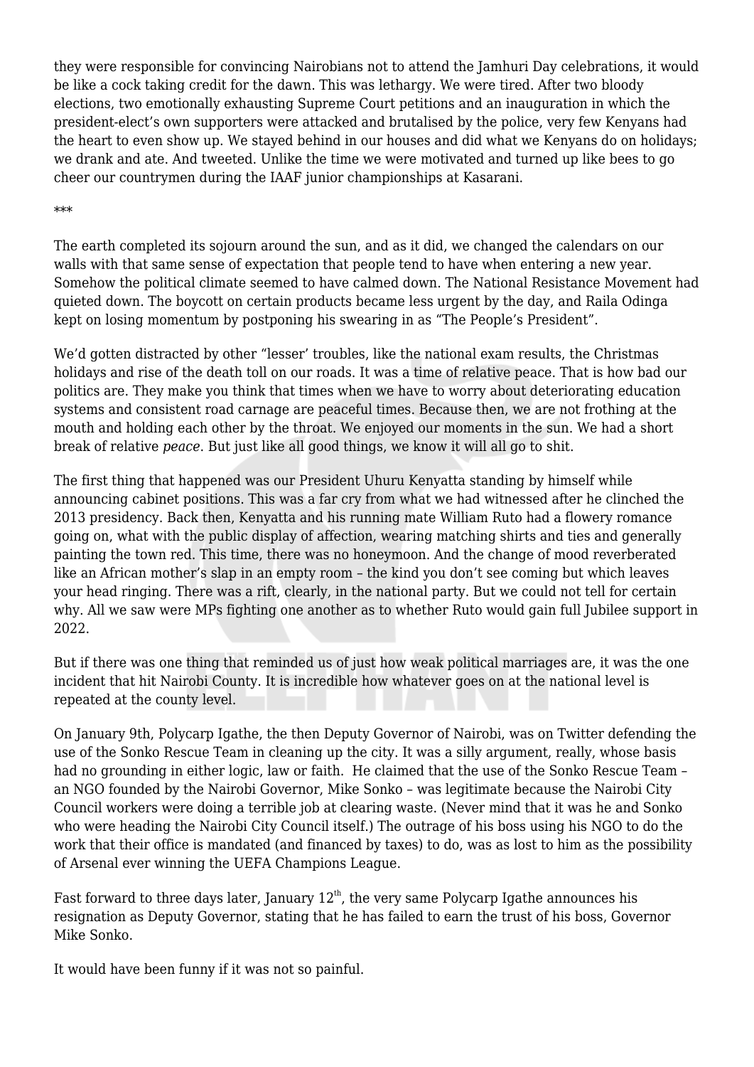they were responsible for convincing Nairobians not to attend the Jamhuri Day celebrations, it would be like a cock taking credit for the dawn. This was lethargy. We were tired. After two bloody elections, two emotionally exhausting Supreme Court petitions and an inauguration in which the president-elect's own supporters were attacked and brutalised by the police, very few Kenyans had the heart to even show up. We stayed behind in our houses and did what we Kenyans do on holidays; we drank and ate. And tweeted. Unlike the time we were motivated and turned up like bees to go cheer our countrymen during the IAAF junior championships at Kasarani.

***

The earth completed its sojourn around the sun, and as it did, we changed the calendars on our walls with that same sense of expectation that people tend to have when entering a new year. Somehow the political climate seemed to have calmed down. The National Resistance Movement had quieted down. The boycott on certain products became less urgent by the day, and Raila Odinga kept on losing momentum by postponing his swearing in as "The People's President".

We'd gotten distracted by other "lesser' troubles, like the national exam results, the Christmas holidays and rise of the death toll on our roads. It was a time of relative peace. That is how bad our politics are. They make you think that times when we have to worry about deteriorating education systems and consistent road carnage are peaceful times. Because then, we are not frothing at the mouth and holding each other by the throat. We enjoyed our moments in the sun. We had a short break of relative *peace*. But just like all good things, we know it will all go to shit.

The first thing that happened was our President Uhuru Kenyatta standing by himself while announcing cabinet positions. This was a far cry from what we had witnessed after he clinched the 2013 presidency. Back then, Kenyatta and his running mate William Ruto had a flowery romance going on, what with the public display of affection, wearing matching shirts and ties and generally painting the town red. This time, there was no honeymoon. And the change of mood reverberated like an African mother's slap in an empty room – the kind you don't see coming but which leaves your head ringing. There was a rift, clearly, in the national party. But we could not tell for certain why. All we saw were MPs fighting one another as to whether Ruto would gain full Jubilee support in 2022.

But if there was one thing that reminded us of just how weak political marriages are, it was the one incident that hit Nairobi County. It is incredible how whatever goes on at the national level is repeated at the county level.

On January 9th, Polycarp Igathe, the then Deputy Governor of Nairobi, was on Twitter defending the use of the Sonko Rescue Team in cleaning up the city. It was a silly argument, really, whose basis had no grounding in either logic, law or faith. He claimed that the use of the Sonko Rescue Team – an NGO founded by the Nairobi Governor, Mike Sonko – was legitimate because the Nairobi City Council workers were doing a terrible job at clearing waste. (Never mind that it was he and Sonko who were heading the Nairobi City Council itself.) The outrage of his boss using his NGO to do the work that their office is mandated (and financed by taxes) to do, was as lost to him as the possibility of Arsenal ever winning the UEFA Champions League.

Fast forward to three days later, January 12th, the very same Polycarp Igathe announces his resignation as Deputy Governor, stating that he has failed to earn the trust of his boss, Governor Mike Sonko.

It would have been funny if it was not so painful.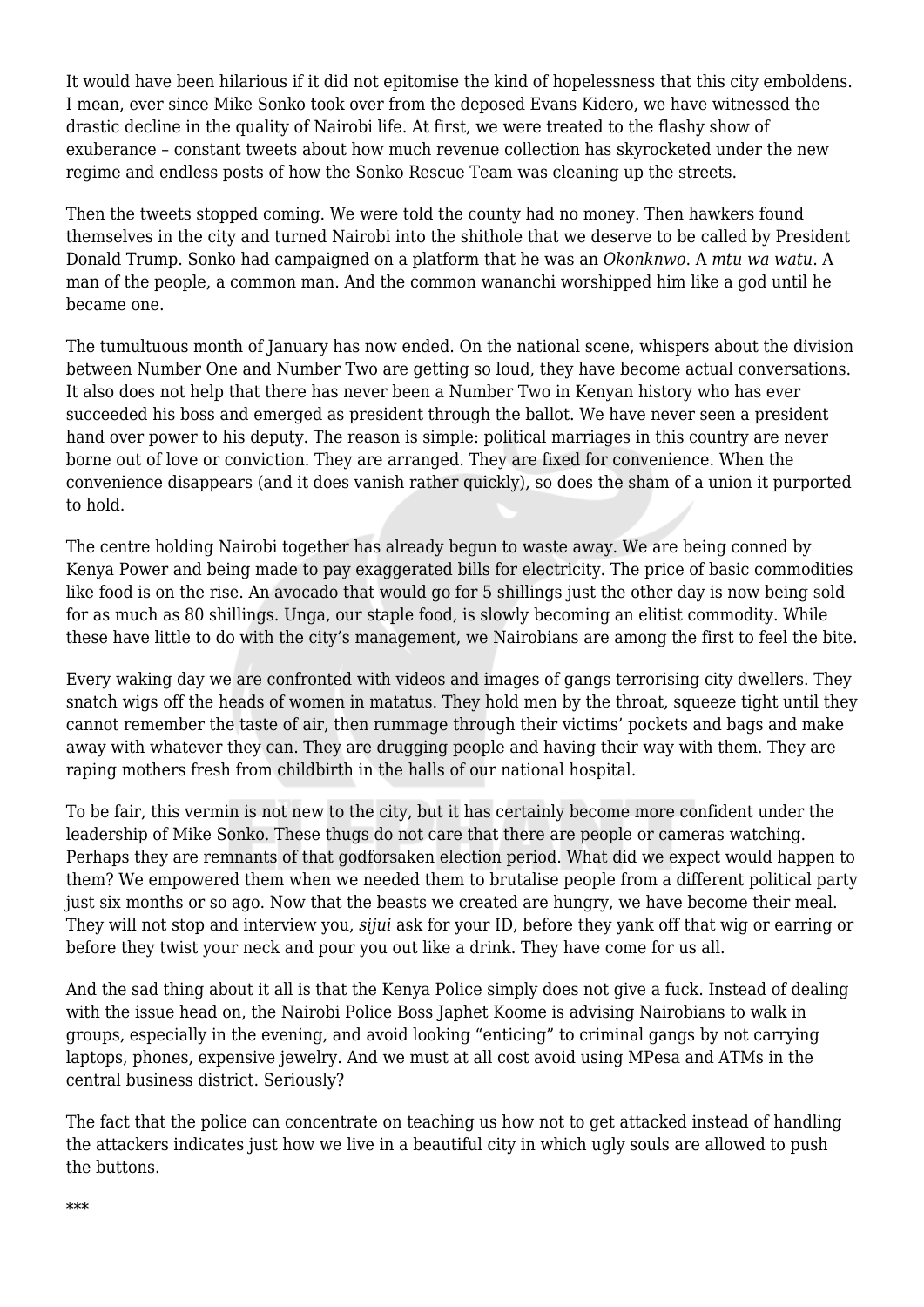It would have been hilarious if it did not epitomise the kind of hopelessness that this city emboldens. I mean, ever since Mike Sonko took over from the deposed Evans Kidero, we have witnessed the drastic decline in the quality of Nairobi life. At first, we were treated to the flashy show of exuberance – constant tweets about how much revenue collection has skyrocketed under the new regime and endless posts of how the Sonko Rescue Team was cleaning up the streets.

Then the tweets stopped coming. We were told the county had no money. Then hawkers found themselves in the city and turned Nairobi into the shithole that we deserve to be called by President Donald Trump. Sonko had campaigned on a platform that he was an *Okonknwo*. A *mtu wa watu*. A man of the people, a common man. And the common wananchi worshipped him like a god until he became one.

The tumultuous month of January has now ended. On the national scene, whispers about the division between Number One and Number Two are getting so loud, they have become actual conversations. It also does not help that there has never been a Number Two in Kenyan history who has ever succeeded his boss and emerged as president through the ballot. We have never seen a president hand over power to his deputy. The reason is simple: political marriages in this country are never borne out of love or conviction. They are arranged. They are fixed for convenience. When the convenience disappears (and it does vanish rather quickly), so does the sham of a union it purported to hold.

The centre holding Nairobi together has already begun to waste away. We are being conned by Kenya Power and being made to pay exaggerated bills for electricity. The price of basic commodities like food is on the rise. An avocado that would go for 5 shillings just the other day is now being sold for as much as 80 shillings. Unga, our staple food, is slowly becoming an elitist commodity. While these have little to do with the city's management, we Nairobians are among the first to feel the bite.

Every waking day we are confronted with videos and images of gangs terrorising city dwellers. They snatch wigs off the heads of women in matatus. They hold men by the throat, squeeze tight until they cannot remember the taste of air, then rummage through their victims' pockets and bags and make away with whatever they can. They are drugging people and having their way with them. They are raping mothers fresh from childbirth in the halls of our national hospital.

To be fair, this vermin is not new to the city, but it has certainly become more confident under the leadership of Mike Sonko. These thugs do not care that there are people or cameras watching. Perhaps they are remnants of that godforsaken election period. What did we expect would happen to them? We empowered them when we needed them to brutalise people from a different political party just six months or so ago. Now that the beasts we created are hungry, we have become their meal. They will not stop and interview you, *sijui* ask for your ID, before they yank off that wig or earring or before they twist your neck and pour you out like a drink. They have come for us all.

And the sad thing about it all is that the Kenya Police simply does not give a fuck. Instead of dealing with the issue head on, the Nairobi Police Boss Japhet Koome is advising Nairobians to walk in groups, especially in the evening, and avoid looking "enticing" to criminal gangs by not carrying laptops, phones, expensive jewelry. And we must at all cost avoid using MPesa and ATMs in the central business district. Seriously?

The fact that the police can concentrate on teaching us how not to get attacked instead of handling the attackers indicates just how we live in a beautiful city in which ugly souls are allowed to push the buttons.

***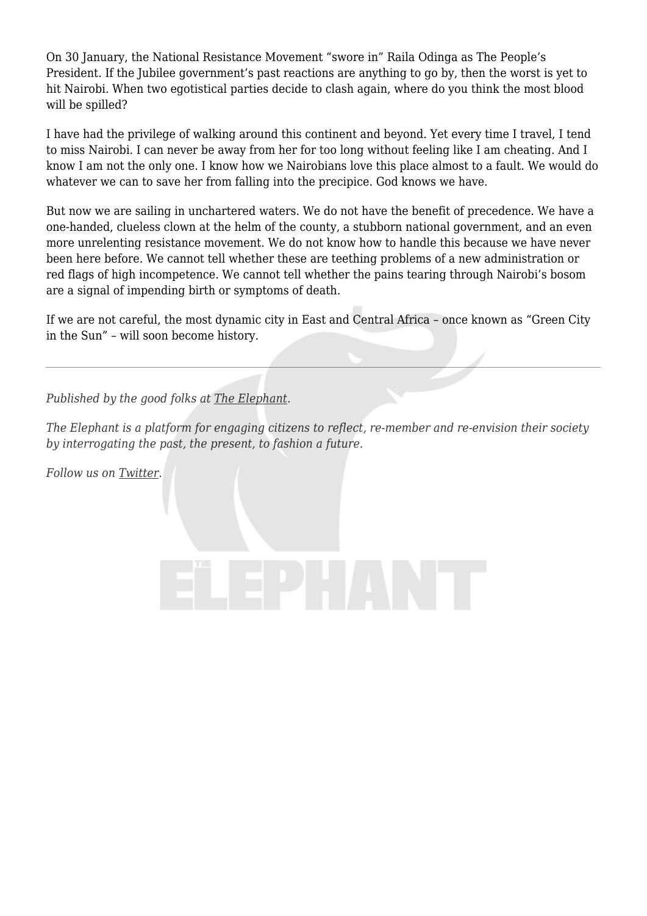On 30 January, the National Resistance Movement "swore in" Raila Odinga as The People's President. If the Jubilee government's past reactions are anything to go by, then the worst is yet to hit Nairobi. When two egotistical parties decide to clash again, where do you think the most blood will be spilled?

I have had the privilege of walking around this continent and beyond. Yet every time I travel, I tend to miss Nairobi. I can never be away from her for too long without feeling like I am cheating. And I know I am not the only one. I know how we Nairobians love this place almost to a fault. We would do whatever we can to save her from falling into the precipice. God knows we have.

But now we are sailing in unchartered waters. We do not have the benefit of precedence. We have a one-handed, clueless clown at the helm of the county, a stubborn national government, and an even more unrelenting resistance movement. We do not know how to handle this because we have never been here before. We cannot tell whether these are teething problems of a new administration or red flags of high incompetence. We cannot tell whether the pains tearing through Nairobi's bosom are a signal of impending birth or symptoms of death.

If we are not careful, the most dynamic city in East and Central Africa – once known as "Green City in the Sun" – will soon become history.

---

*Published by the good folks at The Elephant.*

*The Elephant is a platform for engaging citizens to reflect, re-member and re-envision their society by interrogating the past, the present, to fashion a future.*

*Follow us on Twitter.*